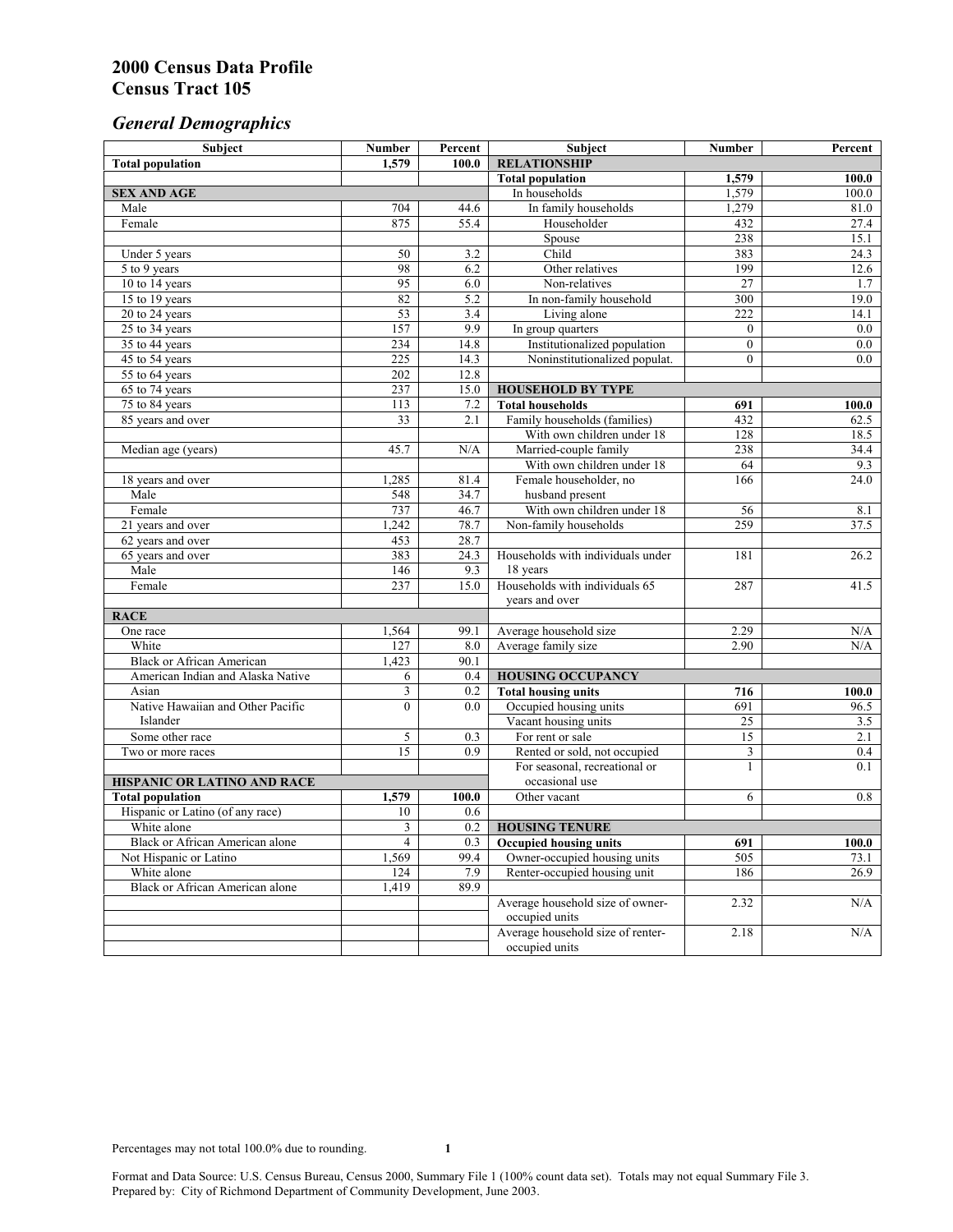# 2000 Census Data Profile
# Census Tract 105

## *General Demographics*

| Subject | Number | Percent | Subject | Number | Percent |
|---|---|---|---|---|---|
| **Total population** | **1,579** | **100.0** | **RELATIONSHIP** | | |
| | | | **Total population** | **1,579** | **100.0** |
| **SEX AND AGE** | | | In households | 1,579 | 100.0 |
| Male | 704 | 44.6 | In family households | 1,279 | 81.0 |
| Female | 875 | 55.4 | Householder | 432 | 27.4 |
| | | | Spouse | 238 | 15.1 |
| Under 5 years | 50 | 3.2 | Child | 383 | 24.3 |
| 5 to 9 years | 98 | 6.2 | Other relatives | 199 | 12.6 |
| 10 to 14 years | 95 | 6.0 | Non-relatives | 27 | 1.7 |
| 15 to 19 years | 82 | 5.2 | In non-family household | 300 | 19.0 |
| 20 to 24 years | 53 | 3.4 | Living alone | 222 | 14.1 |
| 25 to 34 years | 157 | 9.9 | In group quarters | 0 | 0.0 |
| 35 to 44 years | 234 | 14.8 | Institutionalized population | 0 | 0.0 |
| 45 to 54 years | 225 | 14.3 | Noninstitutionalized populat. | 0 | 0.0 |
| 55 to 64 years | 202 | 12.8 | | | |
| 65 to 74 years | 237 | 15.0 | **HOUSEHOLD BY TYPE** | | |
| 75 to 84 years | 113 | 7.2 | **Total households** | **691** | **100.0** |
| 85 years and over | 33 | 2.1 | Family households (families) | 432 | 62.5 |
| | | | With own children under 18 | 128 | 18.5 |
| Median age (years) | 45.7 | N/A | Married-couple family | 238 | 34.4 |
| | | | With own children under 18 | 64 | 9.3 |
| 18 years and over | 1,285 | 81.4 | Female householder, no husband present | 166 | 24.0 |
| Male | 548 | 34.7 | | | |
| Female | 737 | 46.7 | With own children under 18 | 56 | 8.1 |
| 21 years and over | 1,242 | 78.7 | Non-family households | 259 | 37.5 |
| 62 years and over | 453 | 28.7 | | | |
| 65 years and over | 383 | 24.3 | Households with individuals under 18 years | 181 | 26.2 |
| Male | 146 | 9.3 | | | |
| Female | 237 | 15.0 | Households with individuals 65 years and over | 287 | 41.5 |
| **RACE** | | | | | |
| One race | 1,564 | 99.1 | Average household size | 2.29 | N/A |
| White | 127 | 8.0 | Average family size | 2.90 | N/A |
| Black or African American | 1,423 | 90.1 | | | |
| American Indian and Alaska Native | 6 | 0.4 | **HOUSING OCCUPANCY** | | |
| Asian | 3 | 0.2 | **Total housing units** | **716** | **100.0** |
| Native Hawaiian and Other Pacific Islander | 0 | 0.0 | Occupied housing units | 691 | 96.5 |
| | | | Vacant housing units | 25 | 3.5 |
| Some other race | 5 | 0.3 | For rent or sale | 15 | 2.1 |
| Two or more races | 15 | 0.9 | Rented or sold, not occupied | 3 | 0.4 |
| | | | For seasonal, recreational or occasional use | 1 | 0.1 |
| **HISPANIC OR LATINO AND RACE** | | | | | |
| **Total population** | **1,579** | **100.0** | Other vacant | 6 | 0.8 |
| Hispanic or Latino (of any race) | 10 | 0.6 | | | |
| White alone | 3 | 0.2 | **HOUSING TENURE** | | |
| Black or African American alone | 4 | 0.3 | **Occupied housing units** | **691** | **100.0** |
| Not Hispanic or Latino | 1,569 | 99.4 | Owner-occupied housing units | 505 | 73.1 |
| White alone | 124 | 7.9 | Renter-occupied housing unit | 186 | 26.9 |
| Black or African American alone | 1,419 | 89.9 | | | |
| | | | Average household size of owner-occupied units | 2.32 | N/A |
| | | | Average household size of renter-occupied units | 2.18 | N/A |

Percentages may not total 100.0% due to rounding.

Format and Data Source: U.S. Census Bureau, Census 2000, Summary File 1 (100% count data set). Totals may not equal Summary File 3.
Prepared by: City of Richmond Department of Community Development, June 2003.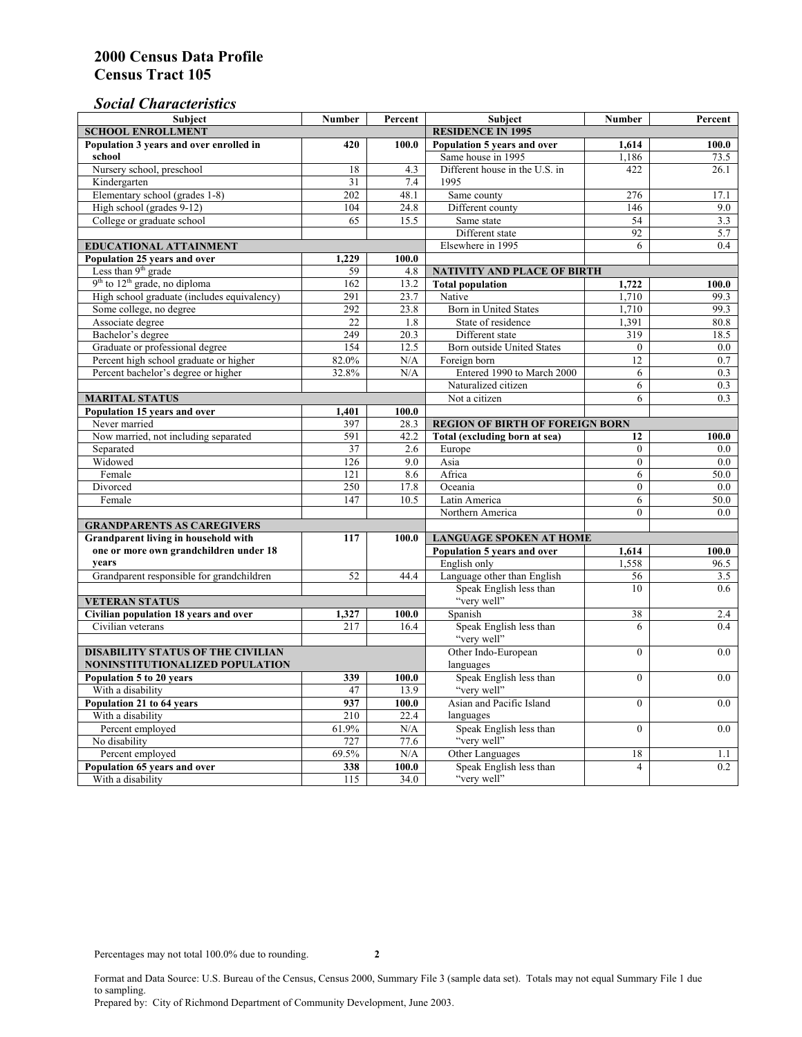# 2000 Census Data Profile
# Census Tract 105

## *Social Characteristics*

| Subject | Number | Percent |
|---|---|---|
| **SCHOOL ENROLLMENT** | | |
| **Population 3 years and over enrolled in school** | **420** | **100.0** |
| Nursery school, preschool | 18 | 4.3 |
| Kindergarten | 31 | 7.4 |
| Elementary school (grades 1-8) | 202 | 48.1 |
| High school (grades 9-12) | 104 | 24.8 |
| College or graduate school | 65 | 15.5 |
| **EDUCATIONAL ATTAINMENT** | | |
| **Population 25 years and over** | **1,229** | **100.0** |
| Less than 9th grade | 59 | 4.8 |
| 9th to 12th grade, no diploma | 162 | 13.2 |
| High school graduate (includes equivalency) | 291 | 23.7 |
| Some college, no degree | 292 | 23.8 |
| Associate degree | 22 | 1.8 |
| Bachelor's degree | 249 | 20.3 |
| Graduate or professional degree | 154 | 12.5 |
| Percent high school graduate or higher | 82.0% | N/A |
| Percent bachelor's degree or higher | 32.8% | N/A |
| **MARITAL STATUS** | | |
| **Population 15 years and over** | **1,401** | **100.0** |
| Never married | 397 | 28.3 |
| Now married, not including separated | 591 | 42.2 |
| Separated | 37 | 2.6 |
| Widowed | 126 | 9.0 |
| Female | 121 | 8.6 |
| Divorced | 250 | 17.8 |
| Female | 147 | 10.5 |
| **GRANDPARENTS AS CAREGIVERS** | | |
| **Grandparent living in household with one or more own grandchildren under 18 years** | **117** | **100.0** |
| Grandparent responsible for grandchildren | 52 | 44.4 |
| **VETERAN STATUS** | | |
| **Civilian population 18 years and over** | **1,327** | **100.0** |
| Civilian veterans | 217 | 16.4 |
| **DISABILITY STATUS OF THE CIVILIAN NONINSTITUTIONALIZED POPULATION** | | |
| **Population 5 to 20 years** | **339** | **100.0** |
| With a disability | 47 | 13.9 |
| **Population 21 to 64 years** | **937** | **100.0** |
| With a disability | 210 | 22.4 |
| Percent employed | 61.9% | N/A |
| No disability | 727 | 77.6 |
| Percent employed | 69.5% | N/A |
| **Population 65 years and over** | **338** | **100.0** |
| With a disability | 115 | 34.0 |

| Subject | Number | Percent |
|---|---|---|
| **RESIDENCE IN 1995** | | |
| **Population 5 years and over** | **1,614** | **100.0** |
| Same house in 1995 | 1,186 | 73.5 |
| Different house in the U.S. in 1995 | 422 | 26.1 |
| Same county | 276 | 17.1 |
| Different county | 146 | 9.0 |
| Same state | 54 | 3.3 |
| Different state | 92 | 5.7 |
| Elsewhere in 1995 | 6 | 0.4 |
| **NATIVITY AND PLACE OF BIRTH** | | |
| **Total population** | **1,722** | **100.0** |
| Native | 1,710 | 99.3 |
| Born in United States | 1,710 | 99.3 |
| State of residence | 1,391 | 80.8 |
| Different state | 319 | 18.5 |
| Born outside United States | 0 | 0.0 |
| Foreign born | 12 | 0.7 |
| Entered 1990 to March 2000 | 6 | 0.3 |
| Naturalized citizen | 6 | 0.3 |
| Not a citizen | 6 | 0.3 |
| **REGION OF BIRTH OF FOREIGN BORN** | | |
| **Total (excluding born at sea)** | **12** | **100.0** |
| Europe | 0 | 0.0 |
| Asia | 0 | 0.0 |
| Africa | 6 | 50.0 |
| Oceania | 0 | 0.0 |
| Latin America | 6 | 50.0 |
| Northern America | 0 | 0.0 |
| **LANGUAGE SPOKEN AT HOME** | | |
| **Population 5 years and over** | **1,614** | **100.0** |
| English only | 1,558 | 96.5 |
| Language other than English | 56 | 3.5 |
| Speak English less than "very well" | 10 | 0.6 |
| Spanish | 38 | 2.4 |
| Speak English less than "very well" | 6 | 0.4 |
| Other Indo-European languages | 0 | 0.0 |
| Speak English less than "very well" | 0 | 0.0 |
| Asian and Pacific Island languages | 0 | 0.0 |
| Speak English less than "very well" | 0 | 0.0 |
| Other Languages | 18 | 1.1 |
| Speak English less than "very well" | 4 | 0.2 |

Percentages may not total 100.0% due to rounding.

Format and Data Source: U.S. Bureau of the Census, Census 2000, Summary File 3 (sample data set). Totals may not equal Summary File 1 due to sampling.
Prepared by: City of Richmond Department of Community Development, June 2003.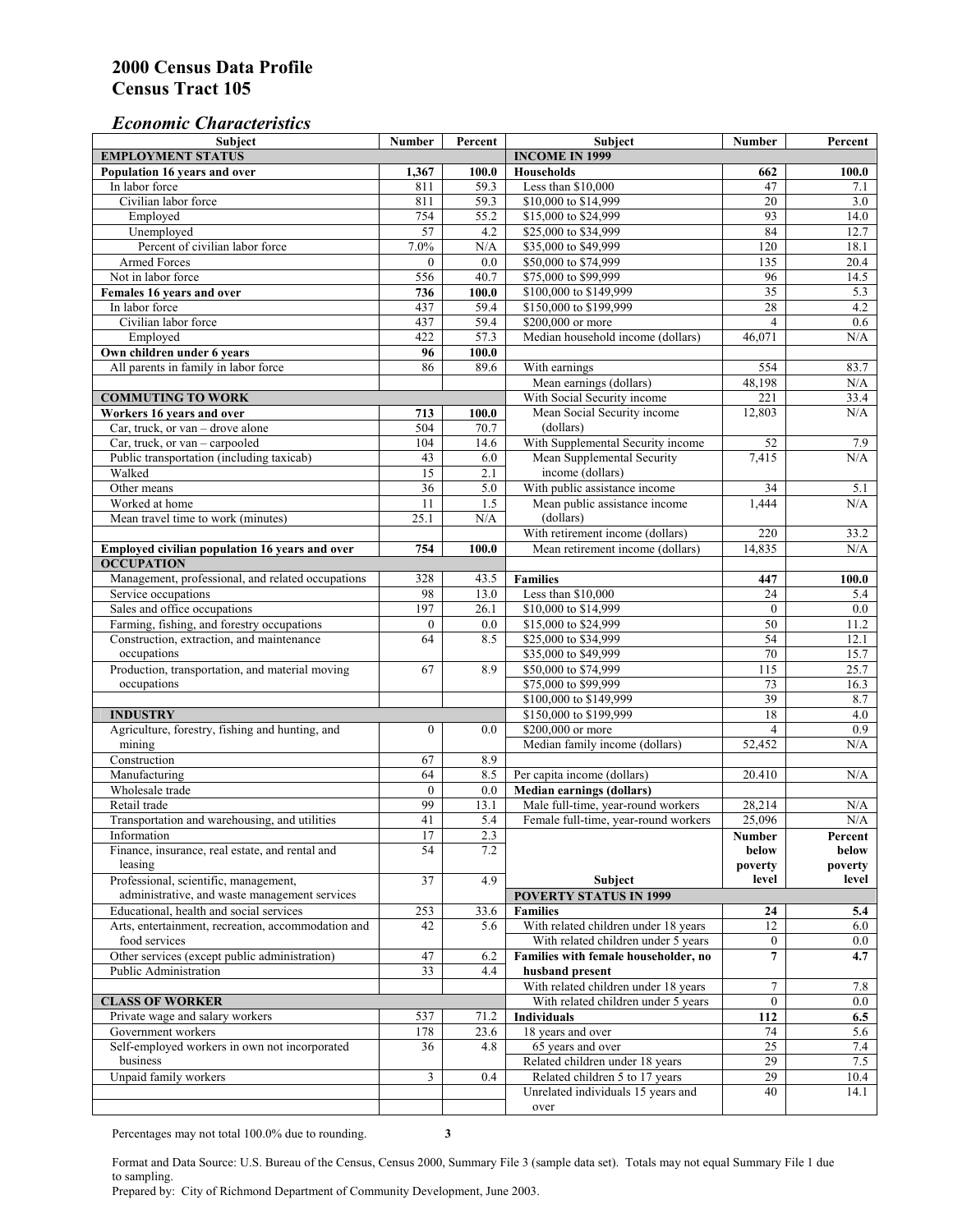# 2000 Census Data Profile
# Census Tract 105

### *Economic Characteristics*

| Subject | Number | Percent |
|---|---|---|
| **EMPLOYMENT STATUS** | | |
| **Population 16 years and over** | **1,367** | **100.0** |
| In labor force | 811 | 59.3 |
| Civilian labor force | 811 | 59.3 |
| Employed | 754 | 55.2 |
| Unemployed | 57 | 4.2 |
| Percent of civilian labor force | 7.0% | N/A |
| Armed Forces | 0 | 0.0 |
| Not in labor force | 556 | 40.7 |
| **Females 16 years and over** | **736** | **100.0** |
| In labor force | 437 | 59.4 |
| Civilian labor force | 437 | 59.4 |
| Employed | 422 | 57.3 |
| **Own children under 6 years** | **96** | **100.0** |
| All parents in family in labor force | 86 | 89.6 |
| **COMMUTING TO WORK** | | |
| **Workers 16 years and over** | **713** | **100.0** |
| Car, truck, or van – drove alone | 504 | 70.7 |
| Car, truck, or van – carpooled | 104 | 14.6 |
| Public transportation (including taxicab) | 43 | 6.0 |
| Walked | 15 | 2.1 |
| Other means | 36 | 5.0 |
| Worked at home | 11 | 1.5 |
| Mean travel time to work (minutes) | 25.1 | N/A |
| **Employed civilian population 16 years and over** | **754** | **100.0** |
| **OCCUPATION** | | |
| Management, professional, and related occupations | 328 | 43.5 |
| Service occupations | 98 | 13.0 |
| Sales and office occupations | 197 | 26.1 |
| Farming, fishing, and forestry occupations | 0 | 0.0 |
| Construction, extraction, and maintenance occupations | 64 | 8.5 |
| Production, transportation, and material moving occupations | 67 | 8.9 |
| **INDUSTRY** | | |
| Agriculture, forestry, fishing and hunting, and mining | 0 | 0.0 |
| Construction | 67 | 8.9 |
| Manufacturing | 64 | 8.5 |
| Wholesale trade | 0 | 0.0 |
| Retail trade | 99 | 13.1 |
| Transportation and warehousing, and utilities | 41 | 5.4 |
| Information | 17 | 2.3 |
| Finance, insurance, real estate, and rental and leasing | 54 | 7.2 |
| Professional, scientific, management, administrative, and waste management services | 37 | 4.9 |
| Educational, health and social services | 253 | 33.6 |
| Arts, entertainment, recreation, accommodation and food services | 42 | 5.6 |
| Other services (except public administration) | 47 | 6.2 |
| Public Administration | 33 | 4.4 |
| **CLASS OF WORKER** | | |
| Private wage and salary workers | 537 | 71.2 |
| Government workers | 178 | 23.6 |
| Self-employed workers in own not incorporated business | 36 | 4.8 |
| Unpaid family workers | 3 | 0.4 |

| Subject | Number | Percent |
|---|---|---|
| **INCOME IN 1999** | | |
| **Households** | **662** | **100.0** |
| Less than $10,000 | 47 | 7.1 |
| $10,000 to $14,999 | 20 | 3.0 |
| $15,000 to $24,999 | 93 | 14.0 |
| $25,000 to $34,999 | 84 | 12.7 |
| $35,000 to $49,999 | 120 | 18.1 |
| $50,000 to $74,999 | 135 | 20.4 |
| $75,000 to $99,999 | 96 | 14.5 |
| $100,000 to $149,999 | 35 | 5.3 |
| $150,000 to $199,999 | 28 | 4.2 |
| $200,000 or more | 4 | 0.6 |
| Median household income (dollars) | 46,071 | N/A |
| With earnings | 554 | 83.7 |
| Mean earnings (dollars) | 48,198 | N/A |
| With Social Security income | 221 | 33.4 |
| Mean Social Security income (dollars) | 12,803 | N/A |
| With Supplemental Security income | 52 | 7.9 |
| Mean Supplemental Security income (dollars) | 7,415 | N/A |
| With public assistance income | 34 | 5.1 |
| Mean public assistance income (dollars) | 1,444 | N/A |
| With retirement income (dollars) | 220 | 33.2 |
| Mean retirement income (dollars) | 14,835 | N/A |
| **Families** | **447** | **100.0** |
| Less than $10,000 | 24 | 5.4 |
| $10,000 to $14,999 | 0 | 0.0 |
| $15,000 to $24,999 | 50 | 11.2 |
| $25,000 to $34,999 | 54 | 12.1 |
| $35,000 to $49,999 | 70 | 15.7 |
| $50,000 to $74,999 | 115 | 25.7 |
| $75,000 to $99,999 | 73 | 16.3 |
| $100,000 to $149,999 | 39 | 8.7 |
| $150,000 to $199,999 | 18 | 4.0 |
| $200,000 or more | 4 | 0.9 |
| Median family income (dollars) | 52,452 | N/A |
| Per capita income (dollars) | 20.410 | N/A |
| **Median earnings (dollars)** | | |
| Male full-time, year-round workers | 28,214 | N/A |
| Female full-time, year-round workers | 25,096 | N/A |

| Subject | Number below poverty level | Percent below poverty level |
|---|---|---|
| **POVERTY STATUS IN 1999** | | |
| **Families** | **24** | **5.4** |
| With related children under 18 years | 12 | 6.0 |
| With related children under 5 years | 0 | 0.0 |
| **Families with female householder, no husband present** | **7** | **4.7** |
| With related children under 18 years | 7 | 7.8 |
| With related children under 5 years | 0 | 0.0 |
| **Individuals** | **112** | **6.5** |
| 18 years and over | 74 | 5.6 |
| 65 years and over | 25 | 7.4 |
| Related children under 18 years | 29 | 7.5 |
| Related children 5 to 17 years | 29 | 10.4 |
| Unrelated individuals 15 years and over | 40 | 14.1 |

Percentages may not total 100.0% due to rounding.

Format and Data Source: U.S. Bureau of the Census, Census 2000, Summary File 3 (sample data set). Totals may not equal Summary File 1 due to sampling.
Prepared by: City of Richmond Department of Community Development, June 2003.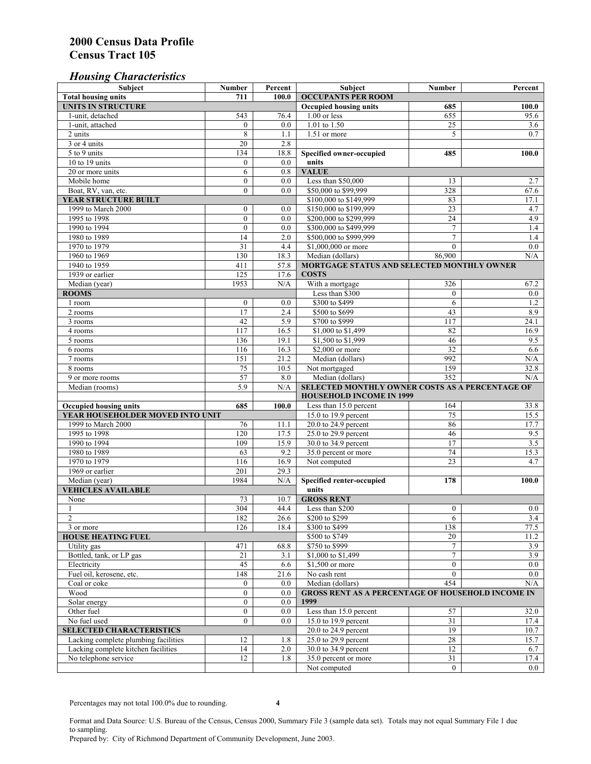# 2000 Census Data Profile
# Census Tract 105

## *Housing Characteristics*

| Subject | Number | Percent | Subject | Number | Percent |
|---|---|---|---|---|---|
| **Total housing units** | **711** | **100.0** | **OCCUPANTS PER ROOM** | | |
| **UNITS IN STRUCTURE** | | | **Occupied housing units** | **685** | **100.0** |
| 1-unit, detached | 543 | 76.4 | 1.00 or less | 655 | 95.6 |
| 1-unit, attached | 0 | 0.0 | 1.01 to 1.50 | 25 | 3.6 |
| 2 units | 8 | 1.1 | 1.51 or more | 5 | 0.7 |
| 3 or 4 units | 20 | 2.8 | | | |
| 5 to 9 units | 134 | 18.8 | **Specified owner-occupied units** | **485** | **100.0** |
| 10 to 19 units | 0 | 0.0 | | | |
| 20 or more units | 6 | 0.8 | **VALUE** | | |
| Mobile home | 0 | 0.0 | Less than $50,000 | 13 | 2.7 |
| Boat, RV, van, etc. | 0 | 0.0 | $50,000 to $99,999 | 328 | 67.6 |
| **YEAR STRUCTURE BUILT** | | | $100,000 to $149,999 | 83 | 17.1 |
| 1999 to March 2000 | 0 | 0.0 | $150,000 to $199,999 | 23 | 4.7 |
| 1995 to 1998 | 0 | 0.0 | $200,000 to $299,999 | 24 | 4.9 |
| 1990 to 1994 | 0 | 0.0 | $300,000 to $499,999 | 7 | 1.4 |
| 1980 to 1989 | 14 | 2.0 | $500,000 to $999,999 | 7 | 1.4 |
| 1970 to 1979 | 31 | 4.4 | $1,000,000 or more | 0 | 0.0 |
| 1960 to 1969 | 130 | 18.3 | Median (dollars) | 86,900 | N/A |
| 1940 to 1959 | 411 | 57.8 | **MORTGAGE STATUS AND SELECTED MONTHLY OWNER COSTS** | | |
| 1939 or earlier | 125 | 17.6 | | | |
| Median (year) | 1953 | N/A | With a mortgage | 326 | 67.2 |
| **ROOMS** | | | Less than $300 | 0 | 0.0 |
| 1 room | 0 | 0.0 | $300 to $499 | 6 | 1.2 |
| 2 rooms | 17 | 2.4 | $500 to $699 | 43 | 8.9 |
| 3 rooms | 42 | 5.9 | $700 to $999 | 117 | 24.1 |
| 4 rooms | 117 | 16.5 | $1,000 to $1,499 | 82 | 16.9 |
| 5 rooms | 136 | 19.1 | $1,500 to $1,999 | 46 | 9.5 |
| 6 rooms | 116 | 16.3 | $2,000 or more | 32 | 6.6 |
| 7 rooms | 151 | 21.2 | Median (dollars) | 992 | N/A |
| 8 rooms | 75 | 10.5 | Not mortgaged | 159 | 32.8 |
| 9 or more rooms | 57 | 8.0 | Median (dollars) | 352 | N/A |
| Median (rooms) | 5.9 | N/A | **SELECTED MONTHLY OWNER COSTS AS A PERCENTAGE OF HOUSEHOLD INCOME IN 1999** | | |
| **Occupied housing units** | **685** | **100.0** | Less than 15.0 percent | 164 | 33.8 |
| **YEAR HOUSEHOLDER MOVED INTO UNIT** | | | 15.0 to 19.9 percent | 75 | 15.5 |
| 1999 to March 2000 | 76 | 11.1 | 20.0 to 24.9 percent | 86 | 17.7 |
| 1995 to 1998 | 120 | 17.5 | 25.0 to 29.9 percent | 46 | 9.5 |
| 1990 to 1994 | 109 | 15.9 | 30.0 to 34.9 percent | 17 | 3.5 |
| 1980 to 1989 | 63 | 9.2 | 35.0 percent or more | 74 | 15.3 |
| 1970 to 1979 | 116 | 16.9 | Not computed | 23 | 4.7 |
| 1969 or earlier | 201 | 29.3 | | | |
| Median (year) | 1984 | N/A | **Specified renter-occupied units** | **178** | **100.0** |
| **VEHICLES AVAILABLE** | | | | | |
| None | 73 | 10.7 | **GROSS RENT** | | |
| 1 | 304 | 44.4 | Less than $200 | 0 | 0.0 |
| 2 | 182 | 26.6 | $200 to $299 | 6 | 3.4 |
| 3 or more | 126 | 18.4 | $300 to $499 | 138 | 77.5 |
| **HOUSE HEATING FUEL** | | | $500 to $749 | 20 | 11.2 |
| Utility gas | 471 | 68.8 | $750 to $999 | 7 | 3.9 |
| Bottled, tank, or LP gas | 21 | 3.1 | $1,000 to $1,499 | 7 | 3.9 |
| Electricity | 45 | 6.6 | $1,500 or more | 0 | 0.0 |
| Fuel oil, kerosene, etc. | 148 | 21.6 | No cash rent | 0 | 0.0 |
| Coal or coke | 0 | 0.0 | Median (dollars) | 454 | N/A |
| Wood | 0 | 0.0 | **GROSS RENT AS A PERCENTAGE OF HOUSEHOLD INCOME IN 1999** | | |
| Solar energy | 0 | 0.0 | | | |
| Other fuel | 0 | 0.0 | Less than 15.0 percent | 57 | 32.0 |
| No fuel used | 0 | 0.0 | 15.0 to 19.9 percent | 31 | 17.4 |
| **SELECTED CHARACTERISTICS** | | | 20.0 to 24.9 percent | 19 | 10.7 |
| Lacking complete plumbing facilities | 12 | 1.8 | 25.0 to 29.9 percent | 28 | 15.7 |
| Lacking complete kitchen facilities | 14 | 2.0 | 30.0 to 34.9 percent | 12 | 6.7 |
| No telephone service | 12 | 1.8 | 35.0 percent or more | 31 | 17.4 |
| | | | Not computed | 0 | 0.0 |

Percentages may not total 100.0% due to rounding.

Format and Data Source: U.S. Bureau of the Census, Census 2000, Summary File 3 (sample data set). Totals may not equal Summary File 1 due to sampling.
Prepared by: City of Richmond Department of Community Development, June 2003.